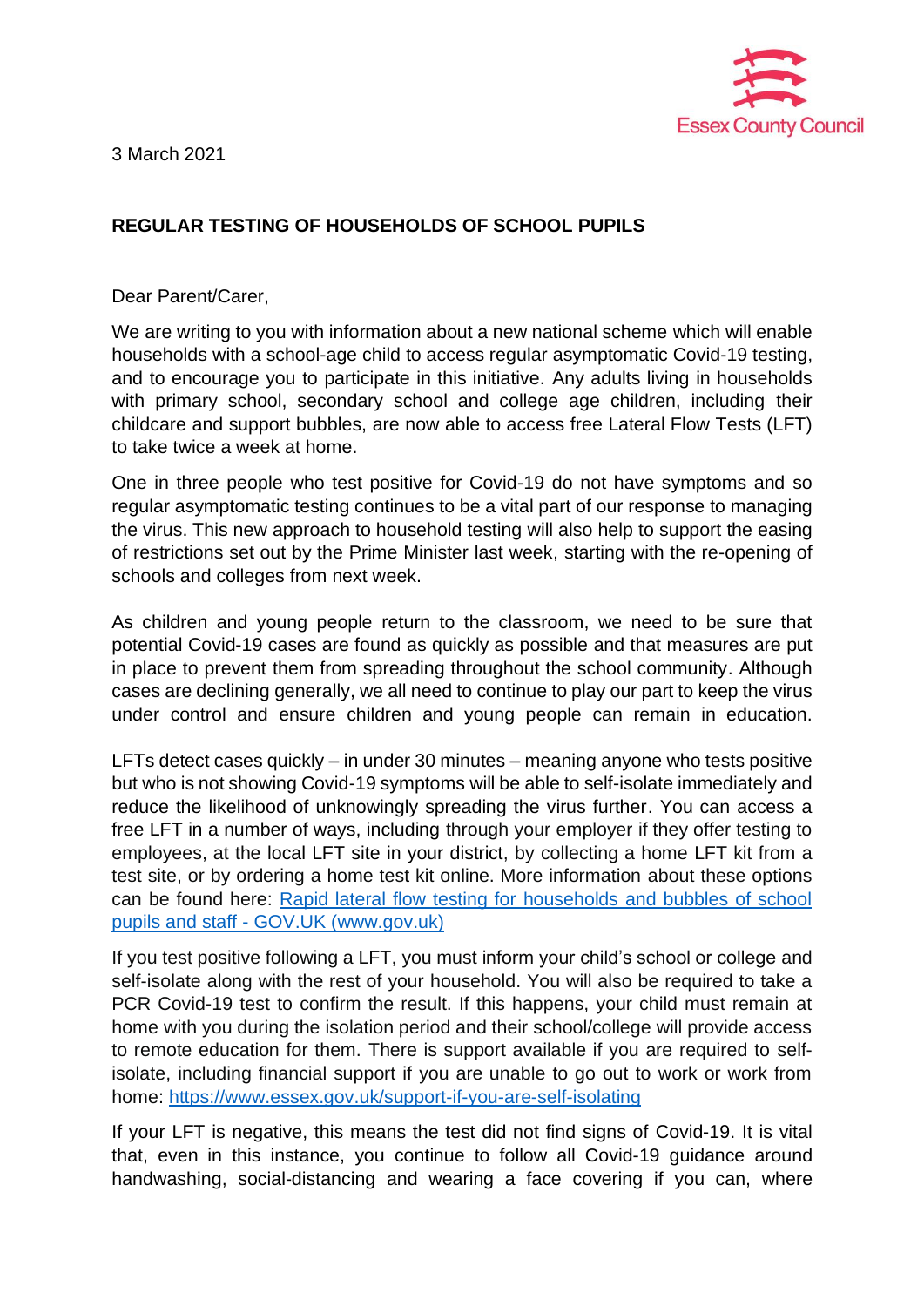Essex County Council

3 March 2021

**REGULAR TESTING OF HOUSEHOLDS OF SCHOOL PUPILS**

Dear Parent/Carer,

We are writing to you with information about a new national scheme which will enable households with a school-age child to access regular asymptomatic Covid-19 testing, and to encourage you to participate in this initiative. Any adults living in households with primary school, secondary school and college age children, including their childcare and support bubbles, are now able to access free Lateral Flow Tests (LFT) to take twice a week at home.

One in three people who test positive for Covid-19 do not have symptoms and so regular asymptomatic testing continues to be a vital part of our response to managing the virus. This new approach to household testing will also help to support the easing of restrictions set out by the Prime Minister last week, starting with the re-opening of schools and colleges from next week.

As children and young people return to the classroom, we need to be sure that potential Covid-19 cases are found as quickly as possible and that measures are put in place to prevent them from spreading throughout the school community. Although cases are declining generally, we all need to continue to play our part to keep the virus under control and ensure children and young people can remain in education.

LFTs detect cases quickly – in under 30 minutes – meaning anyone who tests positive but who is not showing Covid-19 symptoms will be able to self-isolate immediately and reduce the likelihood of unknowingly spreading the virus further. You can access a free LFT in a number of ways, including through your employer if they offer testing to employees, at the local LFT site in your district, by collecting a home LFT kit from a test site, or by ordering a home test kit online. More information about these options can be found here: [Rapid lateral flow testing for households and bubbles of school pupils and staff - GOV.UK (www.gov.uk)](www.gov.uk)

If you test positive following a LFT, you must inform your child's school or college and self-isolate along with the rest of your household. You will also be required to take a PCR Covid-19 test to confirm the result. If this happens, your child must remain at home with you during the isolation period and their school/college will provide access to remote education for them. There is support available if you are required to self-isolate, including financial support if you are unable to go out to work or work from home: https://www.essex.gov.uk/support-if-you-are-self-isolating

If your LFT is negative, this means the test did not find signs of Covid-19. It is vital that, even in this instance, you continue to follow all Covid-19 guidance around handwashing, social-distancing and wearing a face covering if you can, where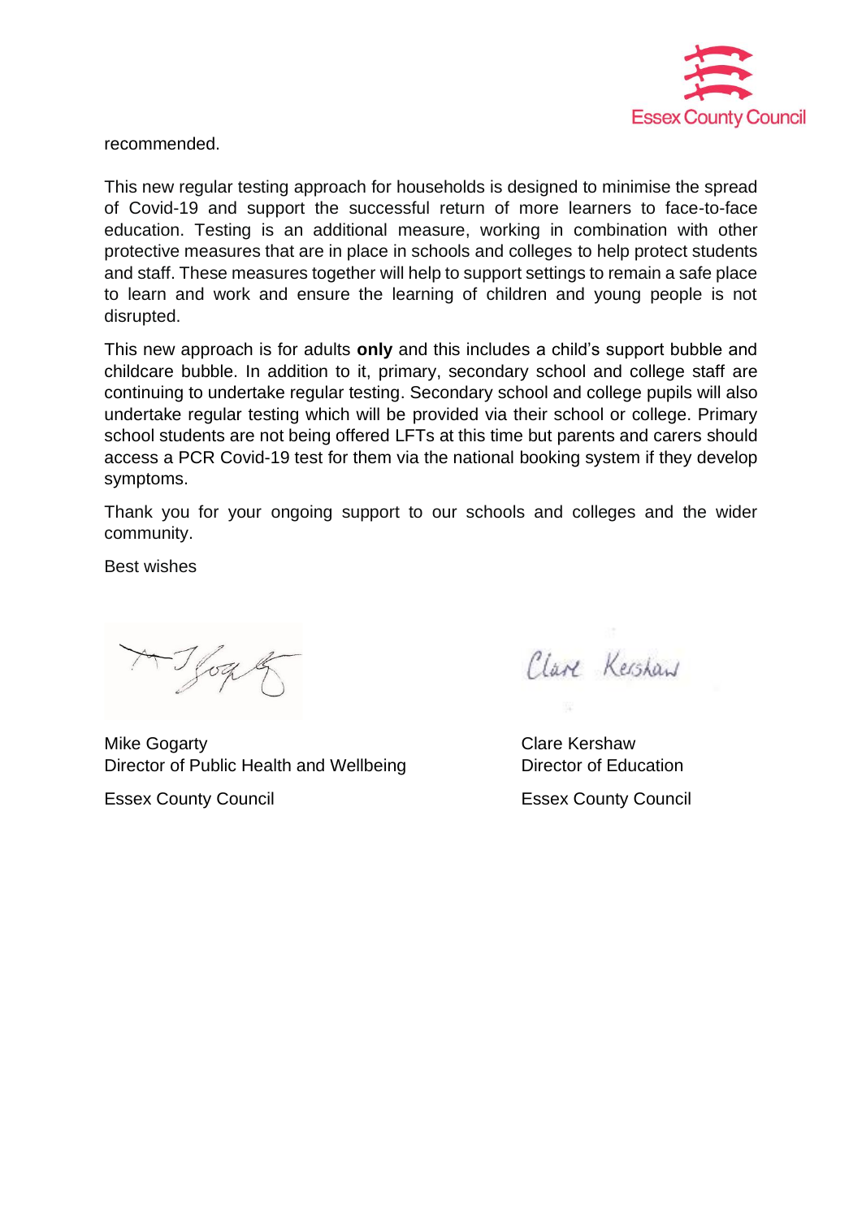recommended.

This new regular testing approach for households is designed to minimise the spread of Covid-19 and support the successful return of more learners to face-to-face education. Testing is an additional measure, working in combination with other protective measures that are in place in schools and colleges to help protect students and staff. These measures together will help to support settings to remain a safe place to learn and work and ensure the learning of children and young people is not disrupted.

This new approach is for adults **only** and this includes a child's support bubble and childcare bubble. In addition to it, primary, secondary school and college staff are continuing to undertake regular testing. Secondary school and college pupils will also undertake regular testing which will be provided via their school or college. Primary school students are not being offered LFTs at this time but parents and carers should access a PCR Covid-19 test for them via the national booking system if they develop symptoms.

Thank you for your ongoing support to our schools and colleges and the wider community.

Best wishes

Mike Gogarty
Director of Public Health and Wellbeing

Essex County Council

Clare Kershaw
Director of Education

Essex County Council